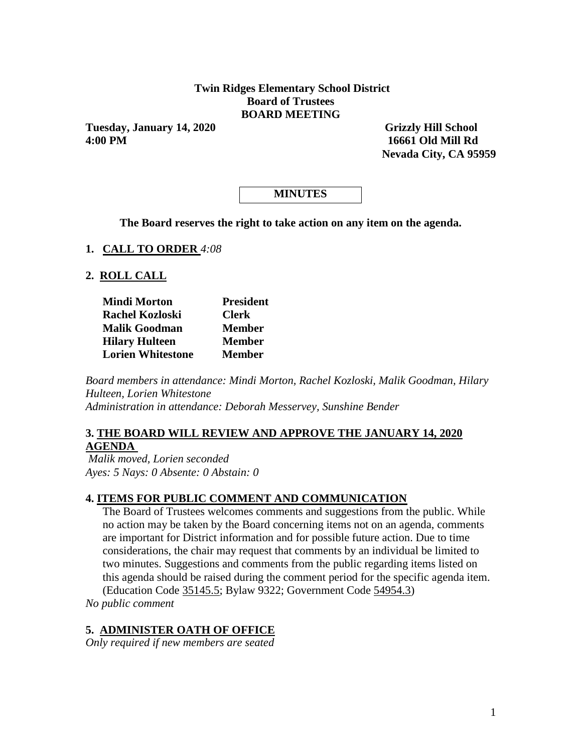**Twin Ridges Elementary School District**
**Board of Trustees**
**BOARD MEETING**

**Tuesday, January 14, 2020**
**4:00 PM**

**Grizzly Hill School**
**16661 Old Mill Rd**
**Nevada City, CA 95959**

**MINUTES**

**The Board reserves the right to take action on any item on the agenda.**

**1. CALL TO ORDER** *4:08*

**2. ROLL CALL**

| | |
|---|---|
| **Mindi Morton** | **President** |
| **Rachel Kozloski** | **Clerk** |
| **Malik Goodman** | **Member** |
| **Hilary Hulteen** | **Member** |
| **Lorien Whitestone** | **Member** |

*Board members in attendance: Mindi Morton, Rachel Kozloski, Malik Goodman, Hilary Hulteen, Lorien Whitestone*
*Administration in attendance: Deborah Messervey, Sunshine Bender*

**3. THE BOARD WILL REVIEW AND APPROVE THE JANUARY 14, 2020 AGENDA**

*Malik moved, Lorien seconded*
*Ayes: 5 Nays: 0 Absente: 0 Abstain: 0*

**4. ITEMS FOR PUBLIC COMMENT AND COMMUNICATION**

The Board of Trustees welcomes comments and suggestions from the public. While no action may be taken by the Board concerning items not on an agenda, comments are important for District information and for possible future action. Due to time considerations, the chair may request that comments by an individual be limited to two minutes. Suggestions and comments from the public regarding items listed on this agenda should be raised during the comment period for the specific agenda item. (Education Code 35145.5; Bylaw 9322; Government Code 54954.3)

*No public comment*

**5. ADMINISTER OATH OF OFFICE**

*Only required if new members are seated*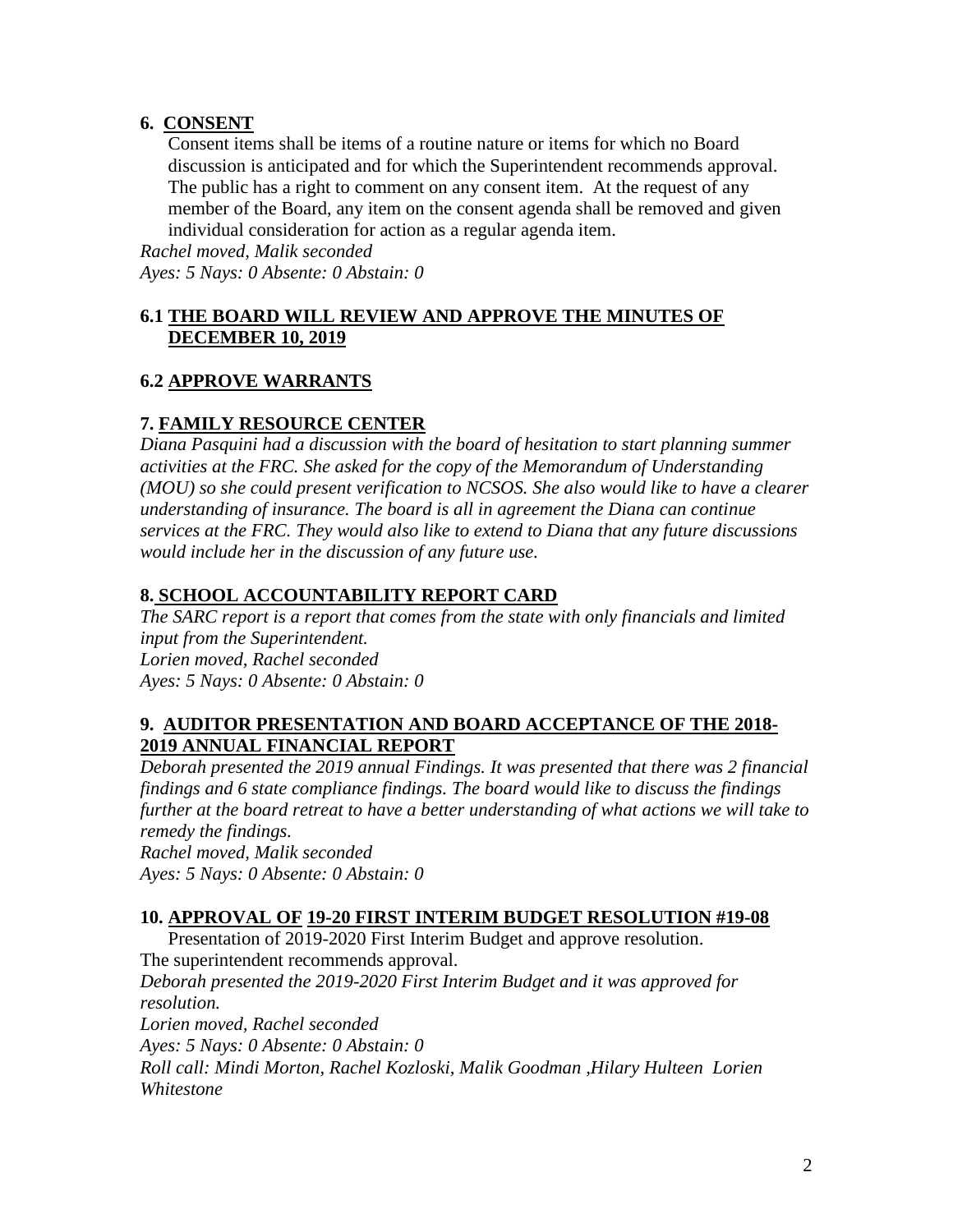## 6. CONSENT

Consent items shall be items of a routine nature or items for which no Board discussion is anticipated and for which the Superintendent recommends approval. The public has a right to comment on any consent item. At the request of any member of the Board, any item on the consent agenda shall be removed and given individual consideration for action as a regular agenda item.

*Rachel moved, Malik seconded*
*Ayes: 5 Nays: 0 Absente: 0 Abstain: 0*

## 6.1 THE BOARD WILL REVIEW AND APPROVE THE MINUTES OF DECEMBER 10, 2019

## 6.2 APPROVE WARRANTS

## 7. FAMILY RESOURCE CENTER

*Diana Pasquini had a discussion with the board of hesitation to start planning summer activities at the FRC. She asked for the copy of the Memorandum of Understanding (MOU) so she could present verification to NCSOS. She also would like to have a clearer understanding of insurance. The board is all in agreement the Diana can continue services at the FRC. They would also like to extend to Diana that any future discussions would include her in the discussion of any future use.*

## 8. SCHOOL ACCOUNTABILITY REPORT CARD

*The SARC report is a report that comes from the state with only financials and limited input from the Superintendent.*
*Lorien moved, Rachel seconded*
*Ayes: 5 Nays: 0 Absente: 0 Abstain: 0*

## 9. AUDITOR PRESENTATION AND BOARD ACCEPTANCE OF THE 2018-2019 ANNUAL FINANCIAL REPORT

*Deborah presented the 2019 annual Findings. It was presented that there was 2 financial findings and 6 state compliance findings. The board would like to discuss the findings further at the board retreat to have a better understanding of what actions we will take to remedy the findings.*
*Rachel moved, Malik seconded*
*Ayes: 5 Nays: 0 Absente: 0 Abstain: 0*

## 10. APPROVAL OF 19-20 FIRST INTERIM BUDGET RESOLUTION #19-08

Presentation of 2019-2020 First Interim Budget and approve resolution.
The superintendent recommends approval.
*Deborah presented the 2019-2020 First Interim Budget and it was approved for resolution.*
*Lorien moved, Rachel seconded*
*Ayes: 5 Nays: 0 Absente: 0 Abstain: 0*
*Roll call: Mindi Morton, Rachel Kozloski, Malik Goodman ,Hilary Hulteen Lorien Whitestone*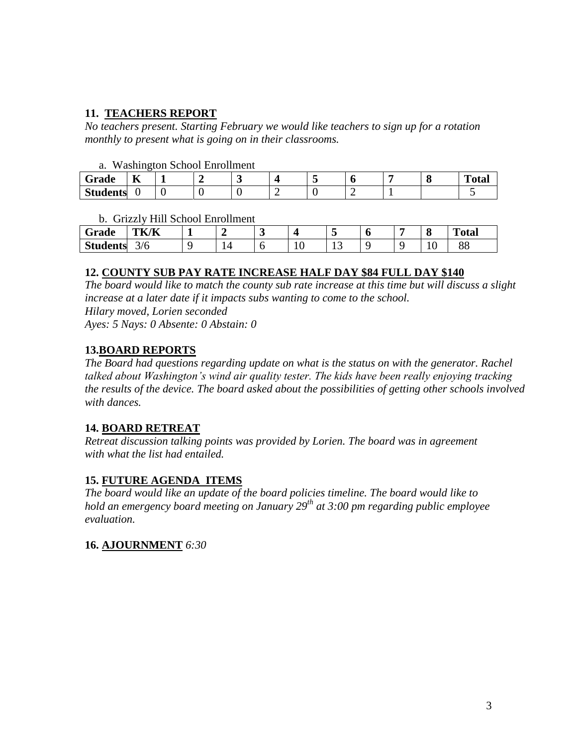## 11. TEACHERS REPORT

*No teachers present. Starting February we would like teachers to sign up for a rotation monthly to present what is going on in their classrooms.*

a. Washington School Enrollment

| Grade | K | 1 | 2 | 3 | 4 | 5 | 6 | 7 | 8 | Total |
|---|---|---|---|---|---|---|---|---|---|---|
| Students | 0 | 0 | 0 | 0 | 2 | 0 | 2 | 1 | | 5 |

b. Grizzly Hill School Enrollment

| Grade | TK/K | 1 | 2 | 3 | 4 | 5 | 6 | 7 | 8 | Total |
|---|---|---|---|---|---|---|---|---|---|---|
| Students | 3/6 | 9 | 14 | 6 | 10 | 13 | 9 | 9 | 10 | 88 |

## 12. COUNTY SUB PAY RATE INCREASE HALF DAY $84 FULL DAY $140

*The board would like to match the county sub rate increase at this time but will discuss a slight increase at a later date if it impacts subs wanting to come to the school.*
*Hilary moved, Lorien seconded*
*Ayes: 5 Nays: 0 Absente: 0 Abstain: 0*

## 13. BOARD REPORTS

*The Board had questions regarding update on what is the status on with the generator. Rachel talked about Washington's wind air quality tester. The kids have been really enjoying tracking the results of the device. The board asked about the possibilities of getting other schools involved with dances.*

## 14. BOARD RETREAT

*Retreat discussion talking points was provided by Lorien. The board was in agreement with what the list had entailed.*

## 15. FUTURE AGENDA ITEMS

*The board would like an update of the board policies timeline. The board would like to hold an emergency board meeting on January 29th at 3:00 pm regarding public employee evaluation.*

## 16. AJOURNMENT *6:30*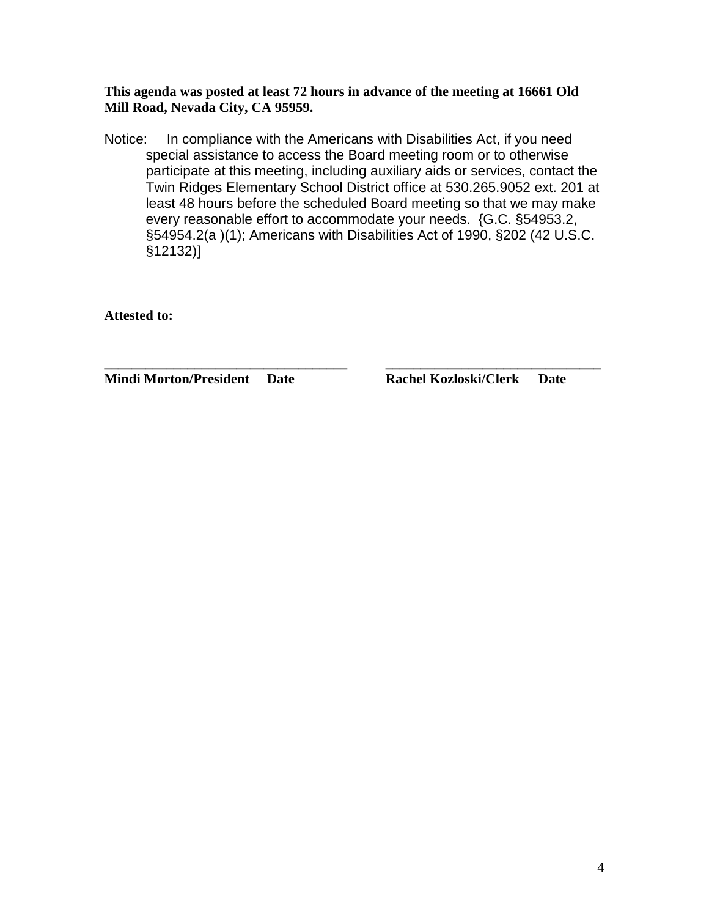**This agenda was posted at least 72 hours in advance of the meeting at 16661 Old Mill Road, Nevada City, CA 95959.**

Notice: In compliance with the Americans with Disabilities Act, if you need special assistance to access the Board meeting room or to otherwise participate at this meeting, including auxiliary aids or services, contact the Twin Ridges Elementary School District office at 530.265.9052 ext. 201 at least 48 hours before the scheduled Board meeting so that we may make every reasonable effort to accommodate your needs. {G.C. §54953.2, §54954.2(a )(1); Americans with Disabilities Act of 1990, §202 (42 U.S.C. §12132)]

**Attested to:**

**___________________________________ ______________________________**

**Mindi Morton/President Date Rachel Kozloski/Clerk Date**